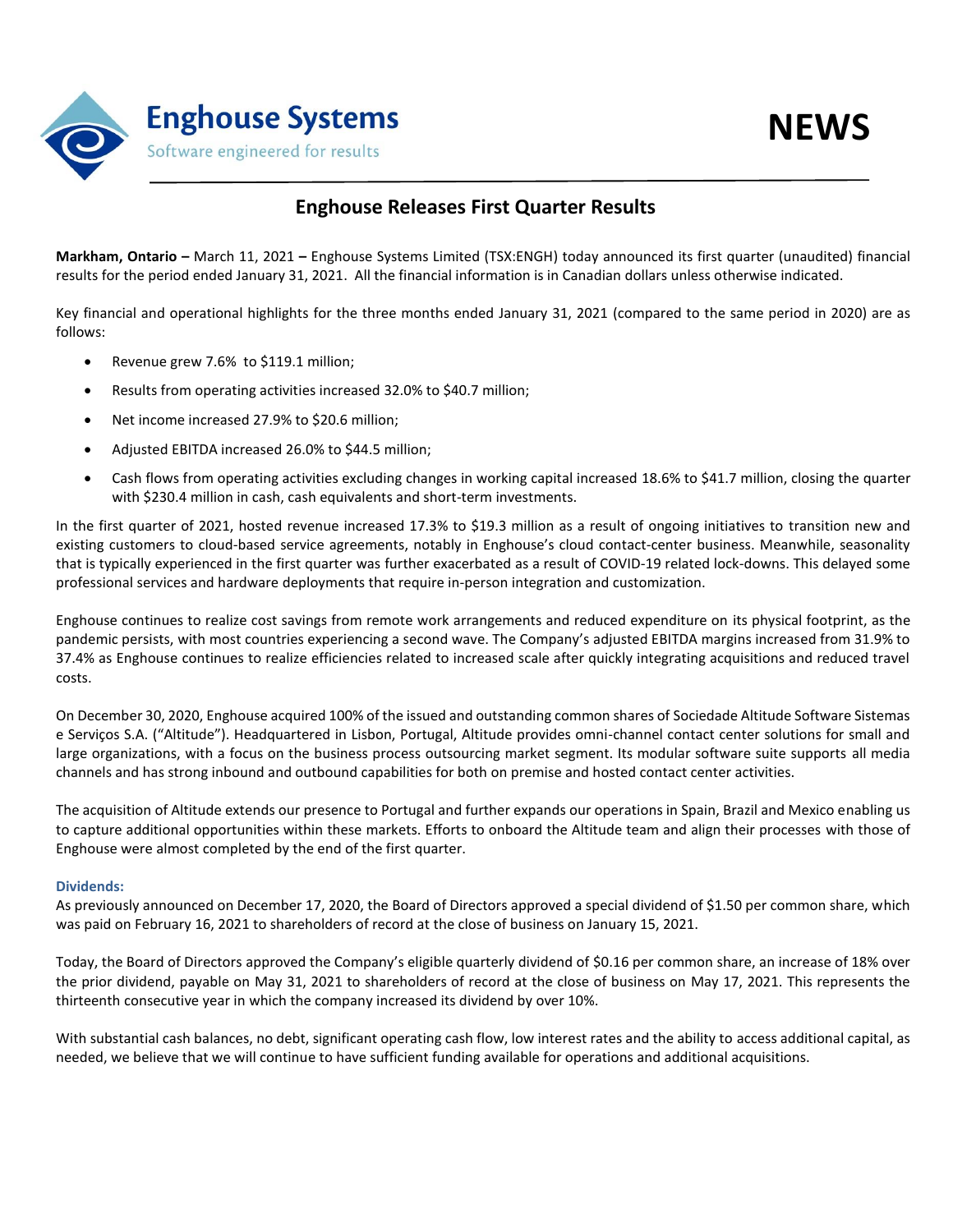Enghouse Systems
Software engineered for results

NEWS

# Enghouse Releases First Quarter Results

**Markham, Ontario –** March 11, 2021 **–** Enghouse Systems Limited (TSX:ENGH) today announced its first quarter (unaudited) financial results for the period ended January 31, 2021. All the financial information is in Canadian dollars unless otherwise indicated.

Key financial and operational highlights for the three months ended January 31, 2021 (compared to the same period in 2020) are as follows:

- Revenue grew 7.6% to $119.1 million;
- Results from operating activities increased 32.0% to $40.7 million;
- Net income increased 27.9% to $20.6 million;
- Adjusted EBITDA increased 26.0% to $44.5 million;
- Cash flows from operating activities excluding changes in working capital increased 18.6% to $41.7 million, closing the quarter with $230.4 million in cash, cash equivalents and short-term investments.

In the first quarter of 2021, hosted revenue increased 17.3% to $19.3 million as a result of ongoing initiatives to transition new and existing customers to cloud-based service agreements, notably in Enghouse's cloud contact-center business. Meanwhile, seasonality that is typically experienced in the first quarter was further exacerbated as a result of COVID-19 related lock-downs. This delayed some professional services and hardware deployments that require in-person integration and customization.

Enghouse continues to realize cost savings from remote work arrangements and reduced expenditure on its physical footprint, as the pandemic persists, with most countries experiencing a second wave. The Company's adjusted EBITDA margins increased from 31.9% to 37.4% as Enghouse continues to realize efficiencies related to increased scale after quickly integrating acquisitions and reduced travel costs.

On December 30, 2020, Enghouse acquired 100% of the issued and outstanding common shares of Sociedade Altitude Software Sistemas e Serviços S.A. ("Altitude"). Headquartered in Lisbon, Portugal, Altitude provides omni-channel contact center solutions for small and large organizations, with a focus on the business process outsourcing market segment. Its modular software suite supports all media channels and has strong inbound and outbound capabilities for both on premise and hosted contact center activities.

The acquisition of Altitude extends our presence to Portugal and further expands our operations in Spain, Brazil and Mexico enabling us to capture additional opportunities within these markets. Efforts to onboard the Altitude team and align their processes with those of Enghouse were almost completed by the end of the first quarter.

### Dividends:

As previously announced on December 17, 2020, the Board of Directors approved a special dividend of $1.50 per common share, which was paid on February 16, 2021 to shareholders of record at the close of business on January 15, 2021.

Today, the Board of Directors approved the Company's eligible quarterly dividend of $0.16 per common share, an increase of 18% over the prior dividend, payable on May 31, 2021 to shareholders of record at the close of business on May 17, 2021. This represents the thirteenth consecutive year in which the company increased its dividend by over 10%.

With substantial cash balances, no debt, significant operating cash flow, low interest rates and the ability to access additional capital, as needed, we believe that we will continue to have sufficient funding available for operations and additional acquisitions.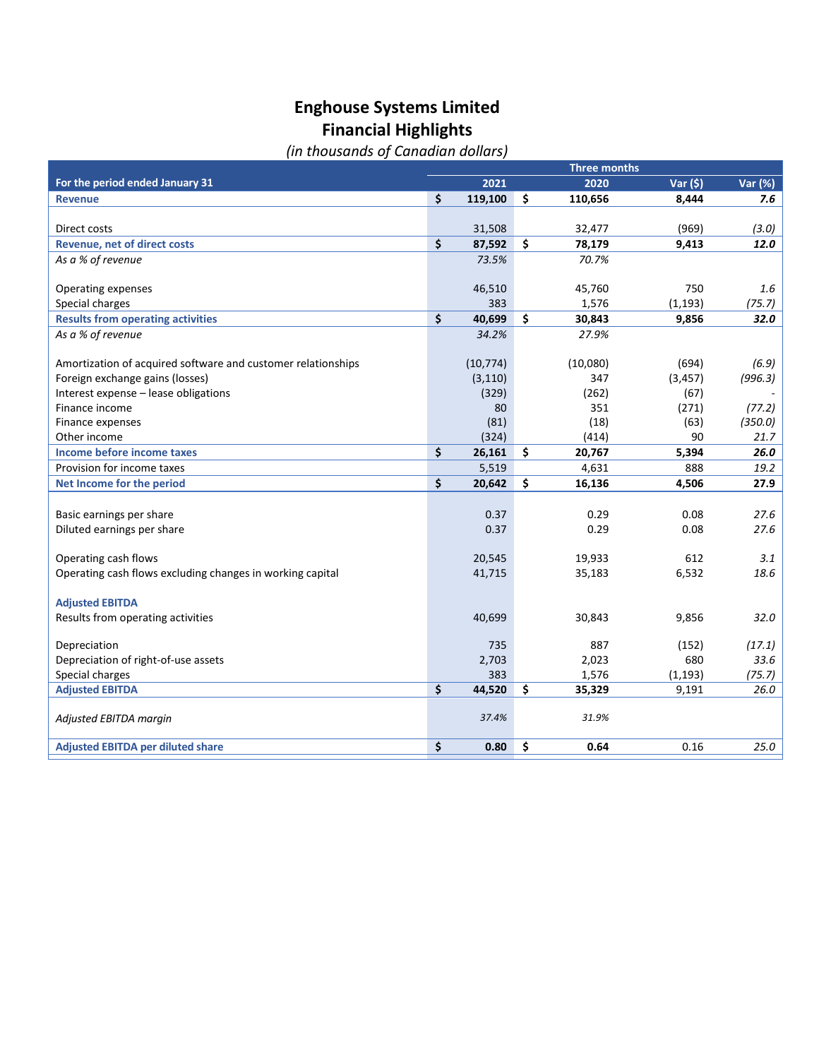# Enghouse Systems Limited
## Financial Highlights
*(in thousands of Canadian dollars)*

| For the period ended January 31 | Three months 2021 | 2020 | Var ($) | Var (%) |
|---|---|---|---|---|
| **Revenue** | **$ 119,100** | **$ 110,656** | **8,444** | ***7.6*** |
| | | | | |
| Direct costs | 31,508 | 32,477 | (969) | *(3.0)* |
| **Revenue, net of direct costs** | **$ 87,592** | **$ 78,179** | **9,413** | ***12.0*** |
| *As a % of revenue* | *73.5%* | *70.7%* | | |
| | | | | |
| Operating expenses | 46,510 | 45,760 | 750 | *1.6* |
| Special charges | 383 | 1,576 | (1,193) | *(75.7)* |
| **Results from operating activities** | **$ 40,699** | **$ 30,843** | **9,856** | ***32.0*** |
| *As a % of revenue* | *34.2%* | *27.9%* | | |
| | | | | |
| Amortization of acquired software and customer relationships | (10,774) | (10,080) | (694) | *(6.9)* |
| Foreign exchange gains (losses) | (3,110) | 347 | (3,457) | *(996.3)* |
| Interest expense – lease obligations | (329) | (262) | (67) | - |
| Finance income | 80 | 351 | (271) | *(77.2)* |
| Finance expenses | (81) | (18) | (63) | *(350.0)* |
| Other income | (324) | (414) | 90 | *21.7* |
| **Income before income taxes** | **$ 26,161** | **$ 20,767** | **5,394** | ***26.0*** |
| Provision for income taxes | 5,519 | 4,631 | 888 | *19.2* |
| **Net Income for the period** | **$ 20,642** | **$ 16,136** | **4,506** | **27.9** |
| | | | | |
| Basic earnings per share | 0.37 | 0.29 | 0.08 | *27.6* |
| Diluted earnings per share | 0.37 | 0.29 | 0.08 | *27.6* |
| | | | | |
| Operating cash flows | 20,545 | 19,933 | 612 | *3.1* |
| Operating cash flows excluding changes in working capital | 41,715 | 35,183 | 6,532 | *18.6* |
| | | | | |
| **Adjusted EBITDA** | | | | |
| Results from operating activities | 40,699 | 30,843 | 9,856 | *32.0* |
| | | | | |
| Depreciation | 735 | 887 | (152) | *(17.1)* |
| Depreciation of right-of-use assets | 2,703 | 2,023 | 680 | *33.6* |
| Special charges | 383 | 1,576 | (1,193) | *(75.7)* |
| **Adjusted EBITDA** | **$ 44,520** | **$ 35,329** | 9,191 | *26.0* |
| | | | | |
| *Adjusted EBITDA margin* | *37.4%* | *31.9%* | | |
| | | | | |
| **Adjusted EBITDA per diluted share** | **$ 0.80** | **$ 0.64** | 0.16 | *25.0* |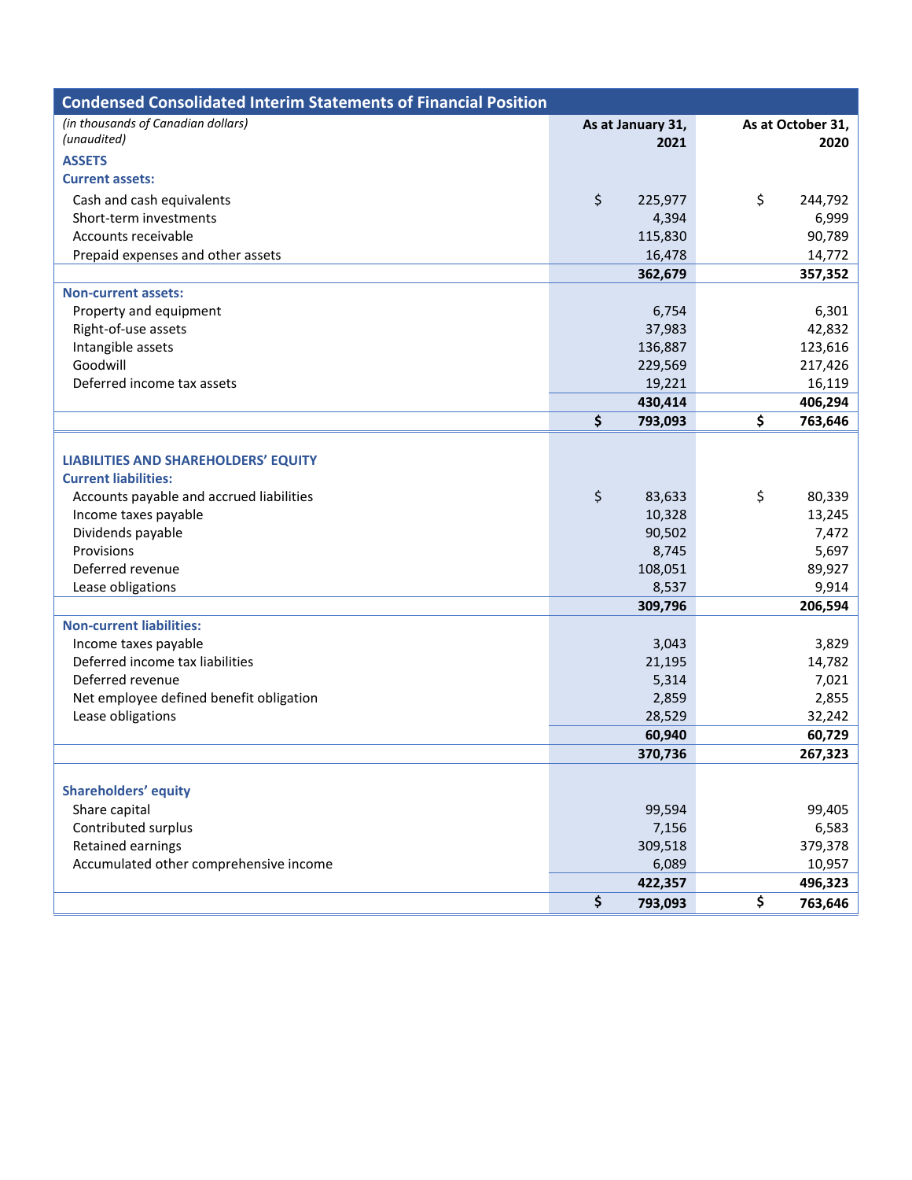## Condensed Consolidated Interim Statements of Financial Position

| *(in thousands of Canadian dollars)* *(unaudited)* | As at January 31, 2021 | As at October 31, 2020 |
|---|---|---|
| **ASSETS** | | |
| **Current assets:** | | |
| Cash and cash equivalents | $ 225,977 | $ 244,792 |
| Short-term investments | 4,394 | 6,999 |
| Accounts receivable | 115,830 | 90,789 |
| Prepaid expenses and other assets | 16,478 | 14,772 |
| | **362,679** | **357,352** |
| **Non-current assets:** | | |
| Property and equipment | 6,754 | 6,301 |
| Right-of-use assets | 37,983 | 42,832 |
| Intangible assets | 136,887 | 123,616 |
| Goodwill | 229,569 | 217,426 |
| Deferred income tax assets | 19,221 | 16,119 |
| | **430,414** | **406,294** |
| | **$ 793,093** | **$ 763,646** |
| **LIABILITIES AND SHAREHOLDERS' EQUITY** | | |
| **Current liabilities:** | | |
| Accounts payable and accrued liabilities | $ 83,633 | $ 80,339 |
| Income taxes payable | 10,328 | 13,245 |
| Dividends payable | 90,502 | 7,472 |
| Provisions | 8,745 | 5,697 |
| Deferred revenue | 108,051 | 89,927 |
| Lease obligations | 8,537 | 9,914 |
| | **309,796** | **206,594** |
| **Non-current liabilities:** | | |
| Income taxes payable | 3,043 | 3,829 |
| Deferred income tax liabilities | 21,195 | 14,782 |
| Deferred revenue | 5,314 | 7,021 |
| Net employee defined benefit obligation | 2,859 | 2,855 |
| Lease obligations | 28,529 | 32,242 |
| | **60,940** | **60,729** |
| | **370,736** | **267,323** |
| **Shareholders' equity** | | |
| Share capital | 99,594 | 99,405 |
| Contributed surplus | 7,156 | 6,583 |
| Retained earnings | 309,518 | 379,378 |
| Accumulated other comprehensive income | 6,089 | 10,957 |
| | **422,357** | **496,323** |
| | **$ 793,093** | **$ 763,646** |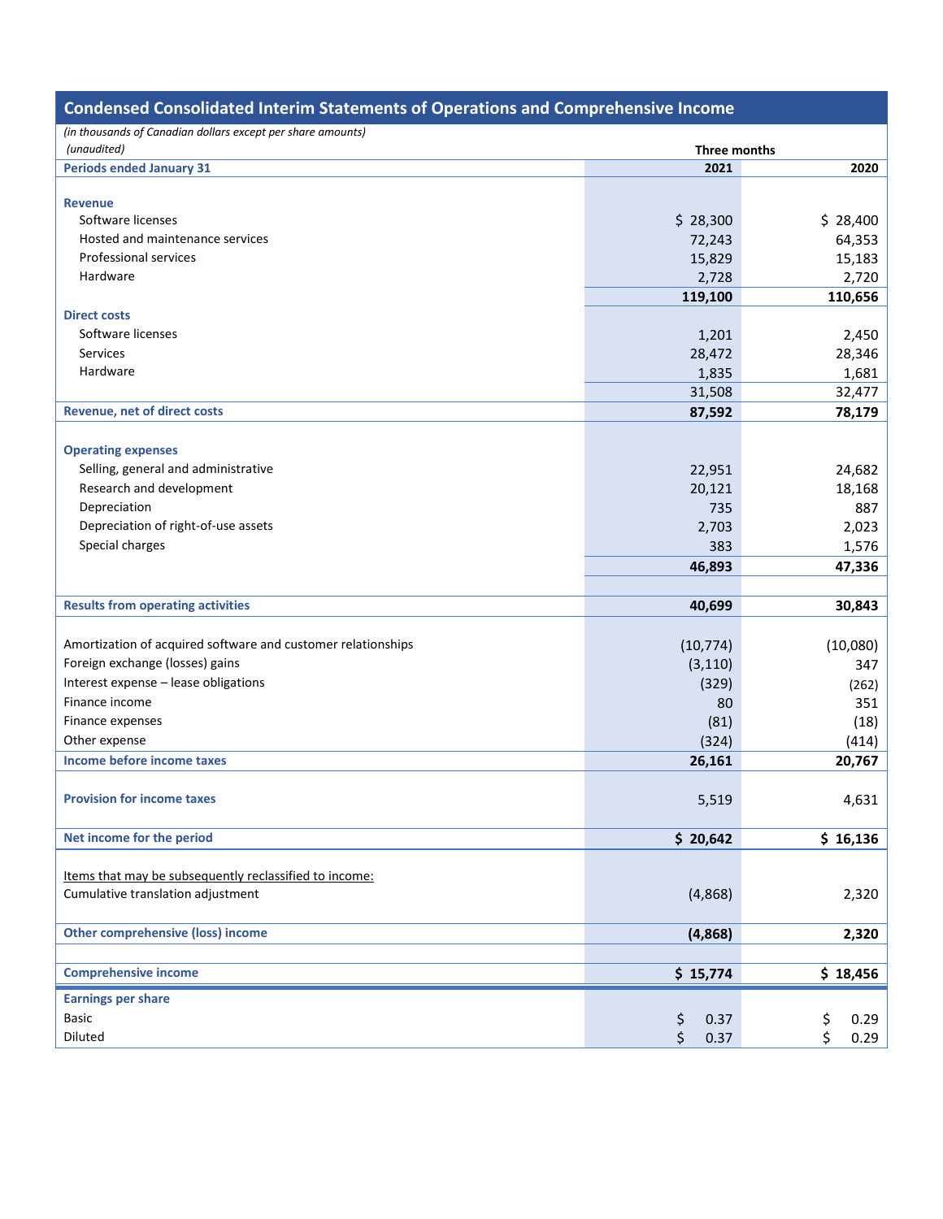## Condensed Consolidated Interim Statements of Operations and Comprehensive Income

*(in thousands of Canadian dollars except per share amounts)*
*(unaudited)*

| | Three months | |
|---|---|---|
| **Periods ended January 31** | **2021** | **2020** |
| **Revenue** | | |
| Software licenses | $ 28,300 | $ 28,400 |
| Hosted and maintenance services | 72,243 | 64,353 |
| Professional services | 15,829 | 15,183 |
| Hardware | 2,728 | 2,720 |
| | **119,100** | **110,656** |
| **Direct costs** | | |
| Software licenses | 1,201 | 2,450 |
| Services | 28,472 | 28,346 |
| Hardware | 1,835 | 1,681 |
| | 31,508 | 32,477 |
| **Revenue, net of direct costs** | **87,592** | **78,179** |
| **Operating expenses** | | |
| Selling, general and administrative | 22,951 | 24,682 |
| Research and development | 20,121 | 18,168 |
| Depreciation | 735 | 887 |
| Depreciation of right-of-use assets | 2,703 | 2,023 |
| Special charges | 383 | 1,576 |
| | **46,893** | **47,336** |
| **Results from operating activities** | **40,699** | **30,843** |
| Amortization of acquired software and customer relationships | (10,774) | (10,080) |
| Foreign exchange (losses) gains | (3,110) | 347 |
| Interest expense – lease obligations | (329) | (262) |
| Finance income | 80 | 351 |
| Finance expenses | (81) | (18) |
| Other expense | (324) | (414) |
| **Income before income taxes** | **26,161** | **20,767** |
| **Provision for income taxes** | 5,519 | 4,631 |
| **Net income for the period** | **$ 20,642** | **$ 16,136** |
| Items that may be subsequently reclassified to income: | | |
| Cumulative translation adjustment | (4,868) | 2,320 |
| **Other comprehensive (loss) income** | **(4,868)** | **2,320** |
| **Comprehensive income** | **$ 15,774** | **$ 18,456** |
| **Earnings per share** | | |
| Basic | $ 0.37 | $ 0.29 |
| Diluted | $ 0.37 | $ 0.29 |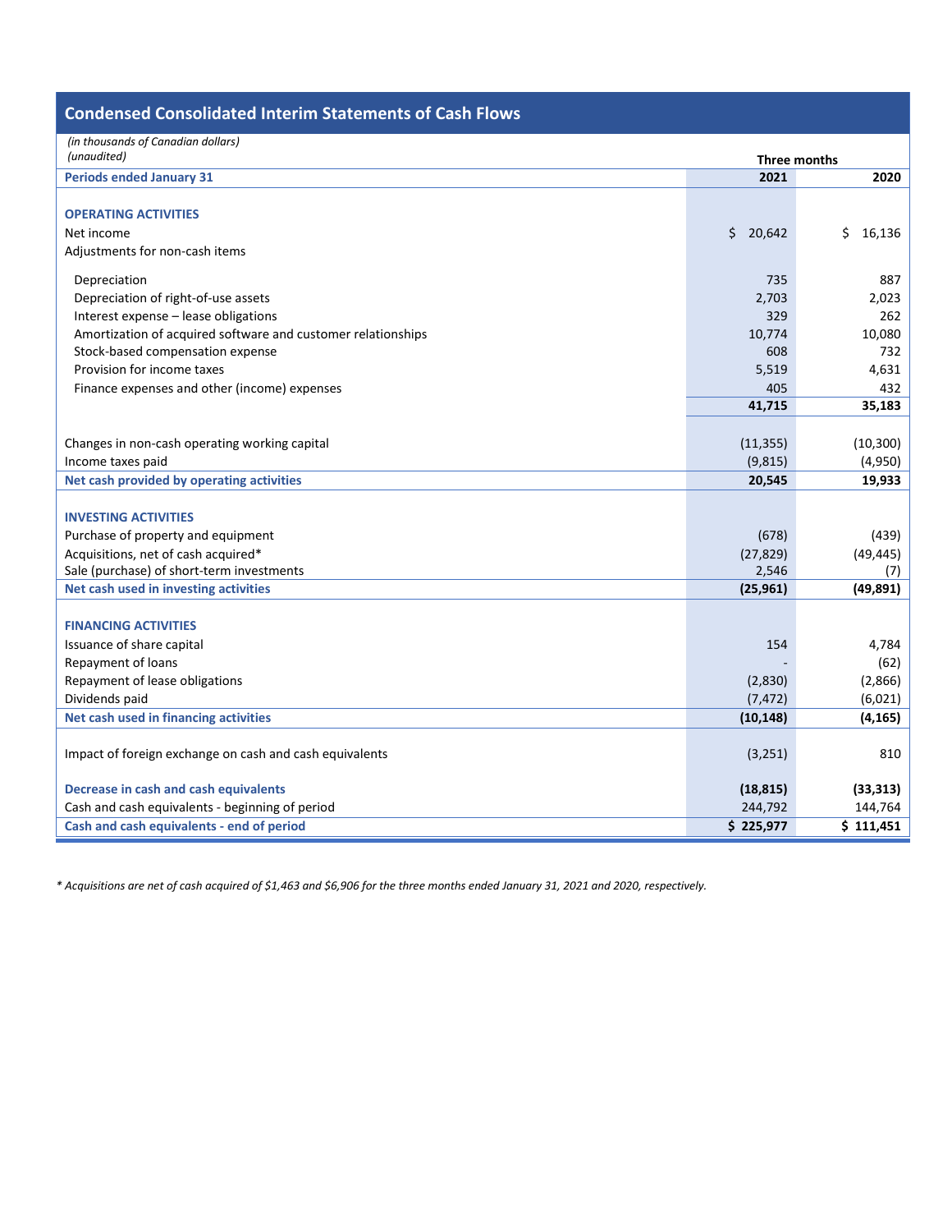## Condensed Consolidated Interim Statements of Cash Flows

*(in thousands of Canadian dollars)*
*(unaudited)*

| | Three months | |
|---|---|---|
| **Periods ended January 31** | **2021** | **2020** |
| **OPERATING ACTIVITIES** | | |
| Net income | $ 20,642 | $ 16,136 |
| Adjustments for non-cash items | | |
| Depreciation | 735 | 887 |
| Depreciation of right-of-use assets | 2,703 | 2,023 |
| Interest expense – lease obligations | 329 | 262 |
| Amortization of acquired software and customer relationships | 10,774 | 10,080 |
| Stock-based compensation expense | 608 | 732 |
| Provision for income taxes | 5,519 | 4,631 |
| Finance expenses and other (income) expenses | 405 | 432 |
| | **41,715** | **35,183** |
| Changes in non-cash operating working capital | (11,355) | (10,300) |
| Income taxes paid | (9,815) | (4,950) |
| **Net cash provided by operating activities** | **20,545** | **19,933** |
| **INVESTING ACTIVITIES** | | |
| Purchase of property and equipment | (678) | (439) |
| Acquisitions, net of cash acquired* | (27,829) | (49,445) |
| Sale (purchase) of short-term investments | 2,546 | (7) |
| **Net cash used in investing activities** | **(25,961)** | **(49,891)** |
| **FINANCING ACTIVITIES** | | |
| Issuance of share capital | 154 | 4,784 |
| Repayment of loans | - | (62) |
| Repayment of lease obligations | (2,830) | (2,866) |
| Dividends paid | (7,472) | (6,021) |
| **Net cash used in financing activities** | **(10,148)** | **(4,165)** |
| Impact of foreign exchange on cash and cash equivalents | (3,251) | 810 |
| **Decrease in cash and cash equivalents** | **(18,815)** | **(33,313)** |
| Cash and cash equivalents - beginning of period | 244,792 | 144,764 |
| **Cash and cash equivalents - end of period** | **$ 225,977** | **$ 111,451** |

*\* Acquisitions are net of cash acquired of $1,463 and $6,906 for the three months ended January 31, 2021 and 2020, respectively.*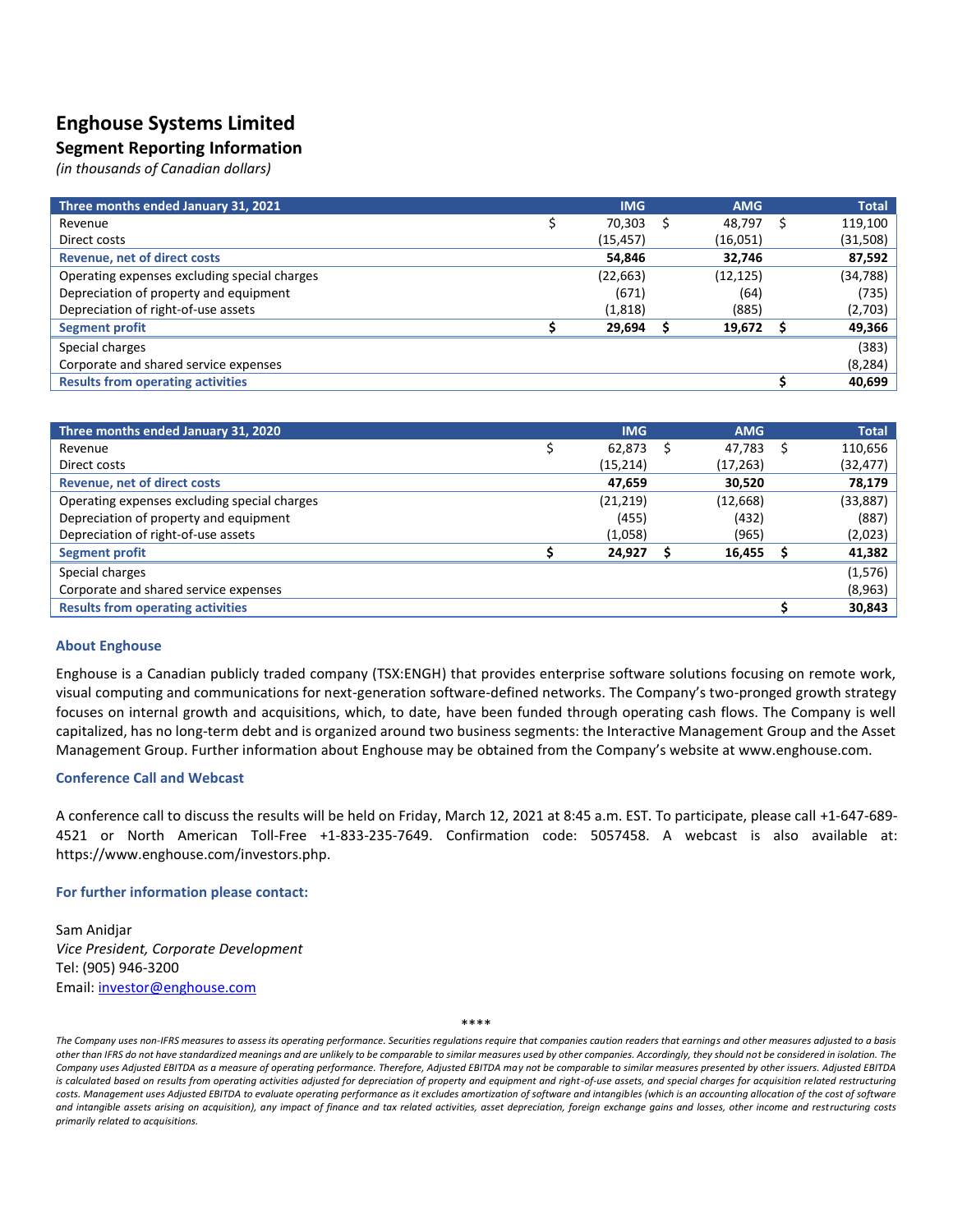# Enghouse Systems Limited

## Segment Reporting Information

*(in thousands of Canadian dollars)*

| Three months ended January 31, 2021 | IMG | AMG | Total |
|---|---|---|---|
| Revenue | $ 70,303 | $ 48,797 | $ 119,100 |
| Direct costs | (15,457) | (16,051) | (31,508) |
| **Revenue, net of direct costs** | **54,846** | **32,746** | **87,592** |
| Operating expenses excluding special charges | (22,663) | (12,125) | (34,788) |
| Depreciation of property and equipment | (671) | (64) | (735) |
| Depreciation of right-of-use assets | (1,818) | (885) | (2,703) |
| **Segment profit** | **$ 29,694** | **$ 19,672** | **$ 49,366** |
| Special charges | | | (383) |
| Corporate and shared service expenses | | | (8,284) |
| **Results from operating activities** | | | **$ 40,699** |

| Three months ended January 31, 2020 | IMG | AMG | Total |
|---|---|---|---|
| Revenue | $ 62,873 | $ 47,783 | $ 110,656 |
| Direct costs | (15,214) | (17,263) | (32,477) |
| **Revenue, net of direct costs** | **47,659** | **30,520** | **78,179** |
| Operating expenses excluding special charges | (21,219) | (12,668) | (33,887) |
| Depreciation of property and equipment | (455) | (432) | (887) |
| Depreciation of right-of-use assets | (1,058) | (965) | (2,023) |
| **Segment profit** | **$ 24,927** | **$ 16,455** | **$ 41,382** |
| Special charges | | | (1,576) |
| Corporate and shared service expenses | | | (8,963) |
| **Results from operating activities** | | | **$ 30,843** |

### About Enghouse

Enghouse is a Canadian publicly traded company (TSX:ENGH) that provides enterprise software solutions focusing on remote work, visual computing and communications for next-generation software-defined networks. The Company's two-pronged growth strategy focuses on internal growth and acquisitions, which, to date, have been funded through operating cash flows. The Company is well capitalized, has no long-term debt and is organized around two business segments: the Interactive Management Group and the Asset Management Group. Further information about Enghouse may be obtained from the Company's website at www.enghouse.com.

### Conference Call and Webcast

A conference call to discuss the results will be held on Friday, March 12, 2021 at 8:45 a.m. EST. To participate, please call +1-647-689-4521 or North American Toll-Free +1-833-235-7649. Confirmation code: 5057458. A webcast is also available at: https://www.enghouse.com/investors.php.

### For further information please contact:

Sam Anidjar
*Vice President, Corporate Development*
Tel: (905) 946-3200
Email: investor@enghouse.com

****

*The Company uses non-IFRS measures to assess its operating performance. Securities regulations require that companies caution readers that earnings and other measures adjusted to a basis other than IFRS do not have standardized meanings and are unlikely to be comparable to similar measures used by other companies. Accordingly, they should not be considered in isolation. The Company uses Adjusted EBITDA as a measure of operating performance. Therefore, Adjusted EBITDA may not be comparable to similar measures presented by other issuers. Adjusted EBITDA is calculated based on results from operating activities adjusted for depreciation of property and equipment and right-of-use assets, and special charges for acquisition related restructuring costs. Management uses Adjusted EBITDA to evaluate operating performance as it excludes amortization of software and intangibles (which is an accounting allocation of the cost of software and intangible assets arising on acquisition), any impact of finance and tax related activities, asset depreciation, foreign exchange gains and losses, other income and restructuring costs primarily related to acquisitions.*